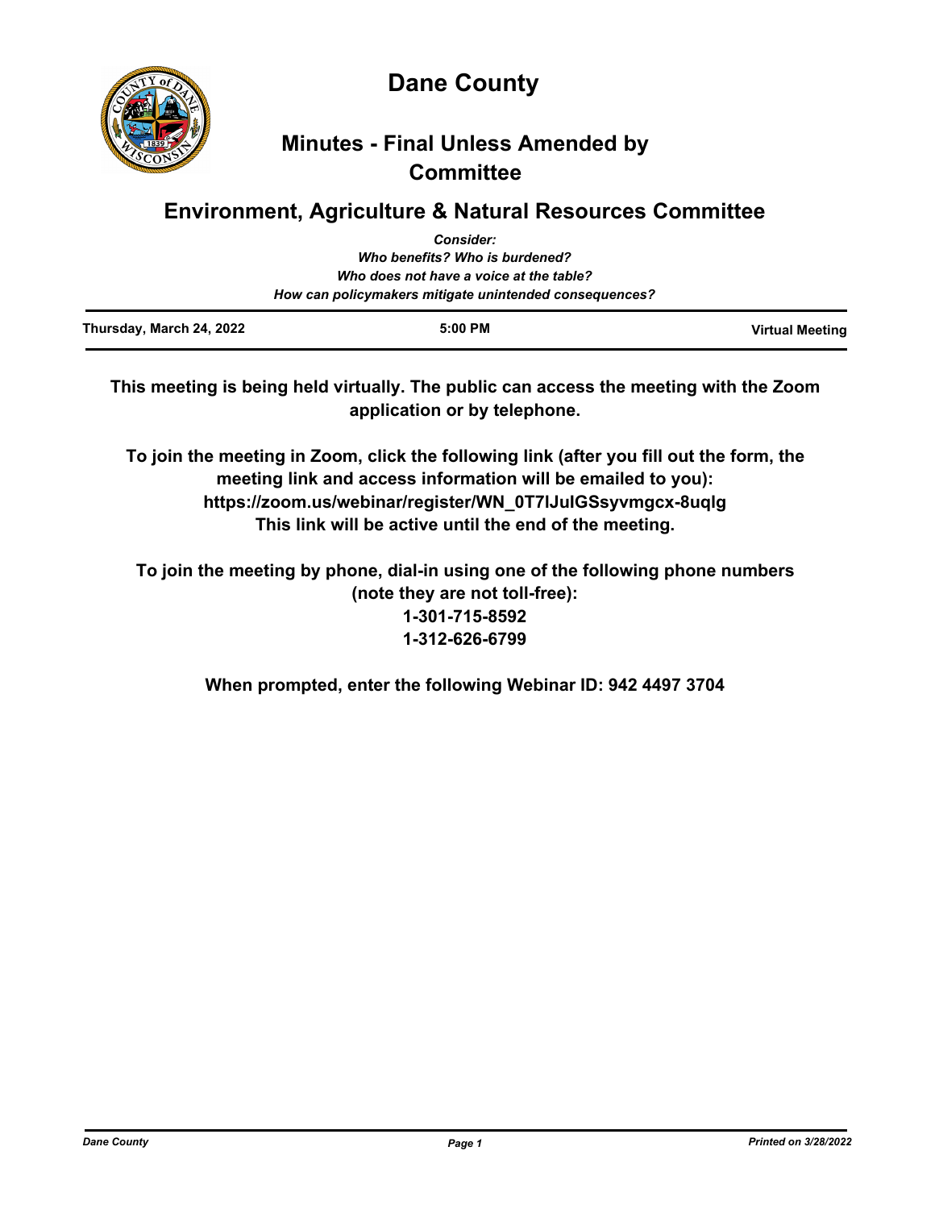# Dane County

## Minutes - Final Unless Amended by Committee

## Environment, Agriculture & Natural Resources Committee

*Consider:*
*Who benefits? Who is burdened?*
*Who does not have a voice at the table?*
*How can policymakers mitigate unintended consequences?*

| Thursday, March 24, 2022 | 5:00 PM | Virtual Meeting |
|---|---|---|

**This meeting is being held virtually. The public can access the meeting with the Zoom application or by telephone.**

**To join the meeting in Zoom, click the following link (after you fill out the form, the meeting link and access information will be emailed to you):**
**https://zoom.us/webinar/register/WN_0T7lJulGSsyvmgcx-8uqlg**
**This link will be active until the end of the meeting.**

**To join the meeting by phone, dial-in using one of the following phone numbers (note they are not toll-free):**
**1-301-715-8592**
**1-312-626-6799**

**When prompted, enter the following Webinar ID: 942 4497 3704**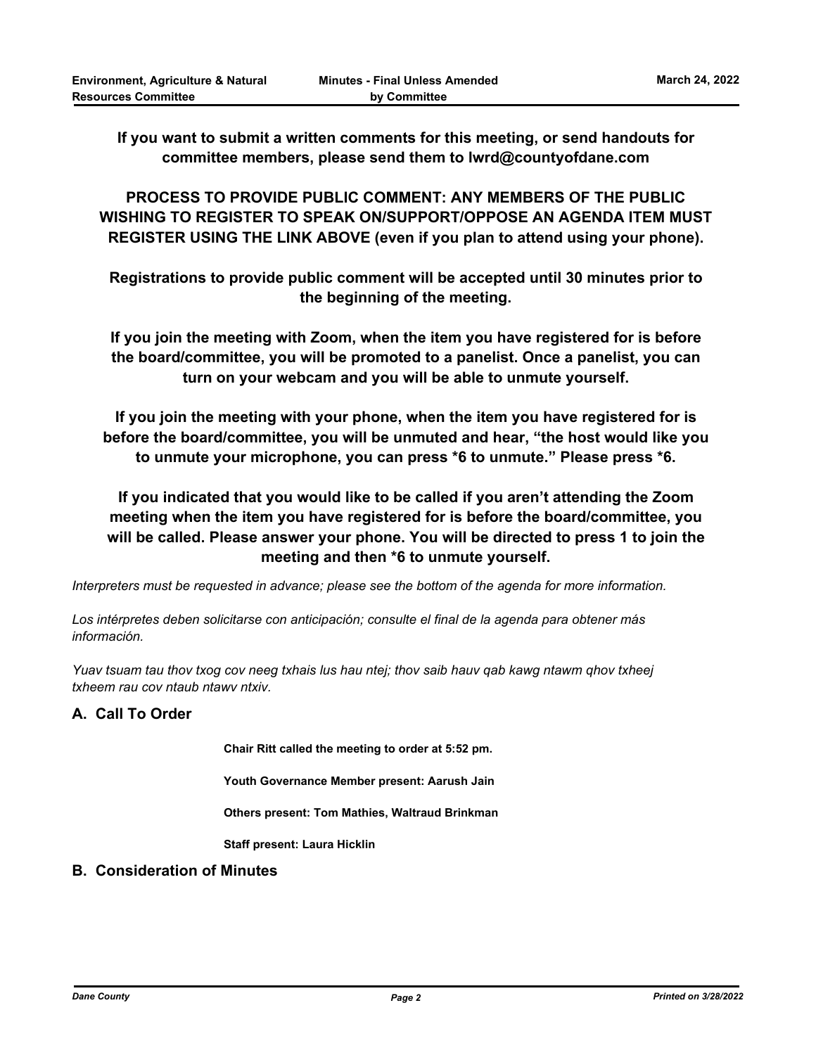**If you want to submit a written comments for this meeting, or send handouts for committee members, please send them to lwrd@countyofdane.com**

**PROCESS TO PROVIDE PUBLIC COMMENT: ANY MEMBERS OF THE PUBLIC WISHING TO REGISTER TO SPEAK ON/SUPPORT/OPPOSE AN AGENDA ITEM MUST REGISTER USING THE LINK ABOVE (even if you plan to attend using your phone).**

**Registrations to provide public comment will be accepted until 30 minutes prior to the beginning of the meeting.**

**If you join the meeting with Zoom, when the item you have registered for is before the board/committee, you will be promoted to a panelist. Once a panelist, you can turn on your webcam and you will be able to unmute yourself.**

**If you join the meeting with your phone, when the item you have registered for is before the board/committee, you will be unmuted and hear, "the host would like you to unmute your microphone, you can press *6 to unmute." Please press *6.**

**If you indicated that you would like to be called if you aren't attending the Zoom meeting when the item you have registered for is before the board/committee, you will be called. Please answer your phone. You will be directed to press 1 to join the meeting and then *6 to unmute yourself.**

*Interpreters must be requested in advance; please see the bottom of the agenda for more information.*

*Los intérpretes deben solicitarse con anticipación; consulte el final de la agenda para obtener más información.*

*Yuav tsuam tau thov txog cov neeg txhais lus hau ntej; thov saib hauv qab kawg ntawm qhov txheej txheem rau cov ntaub ntawv ntxiv.*

## A. Call To Order

**Chair Ritt called the meeting to order at 5:52 pm.**

**Youth Governance Member present: Aarush Jain**

**Others present: Tom Mathies, Waltraud Brinkman**

**Staff present: Laura Hicklin**

## B. Consideration of Minutes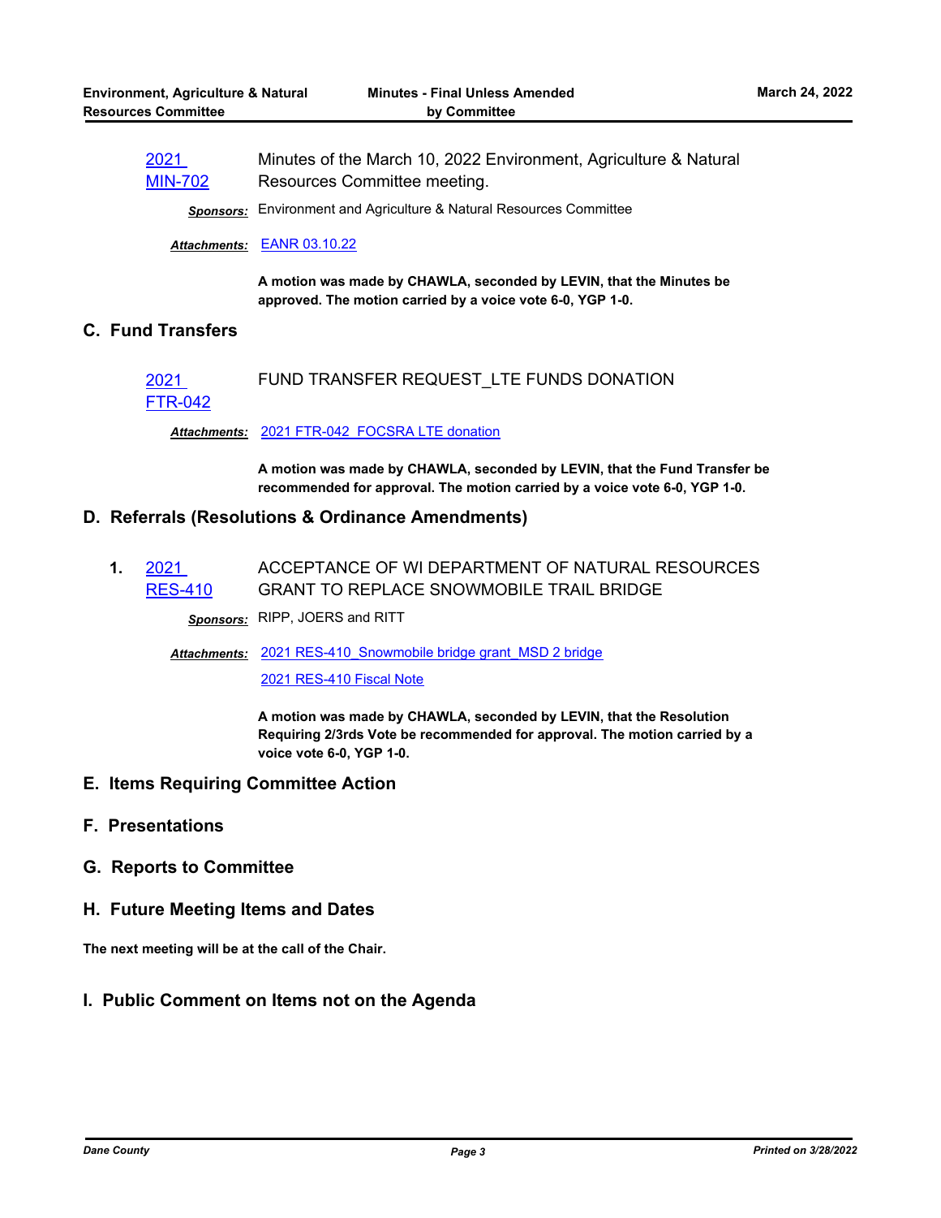2021 MIN-702 Minutes of the March 10, 2022 Environment, Agriculture & Natural Resources Committee meeting.

***Sponsors:*** Environment and Agriculture & Natural Resources Committee

***Attachments:*** EANR 03.10.22

**A motion was made by CHAWLA, seconded by LEVIN, that the Minutes be approved. The motion carried by a voice vote 6-0, YGP 1-0.**

## C. Fund Transfers

2021 FTR-042 FUND TRANSFER REQUEST_LTE FUNDS DONATION

***Attachments:*** 2021 FTR-042_FOCSRA LTE donation

**A motion was made by CHAWLA, seconded by LEVIN, that the Fund Transfer be recommended for approval. The motion carried by a voice vote 6-0, YGP 1-0.**

## D. Referrals (Resolutions & Ordinance Amendments)

1. 2021 RES-410 ACCEPTANCE OF WI DEPARTMENT OF NATURAL RESOURCES GRANT TO REPLACE SNOWMOBILE TRAIL BRIDGE

***Sponsors:*** RIPP, JOERS and RITT

***Attachments:*** 2021 RES-410_Snowmobile bridge grant_MSD 2 bridge
2021 RES-410 Fiscal Note

**A motion was made by CHAWLA, seconded by LEVIN, that the Resolution Requiring 2/3rds Vote be recommended for approval. The motion carried by a voice vote 6-0, YGP 1-0.**

## E. Items Requiring Committee Action

## F. Presentations

## G. Reports to Committee

## H. Future Meeting Items and Dates

**The next meeting will be at the call of the Chair.**

## I. Public Comment on Items not on the Agenda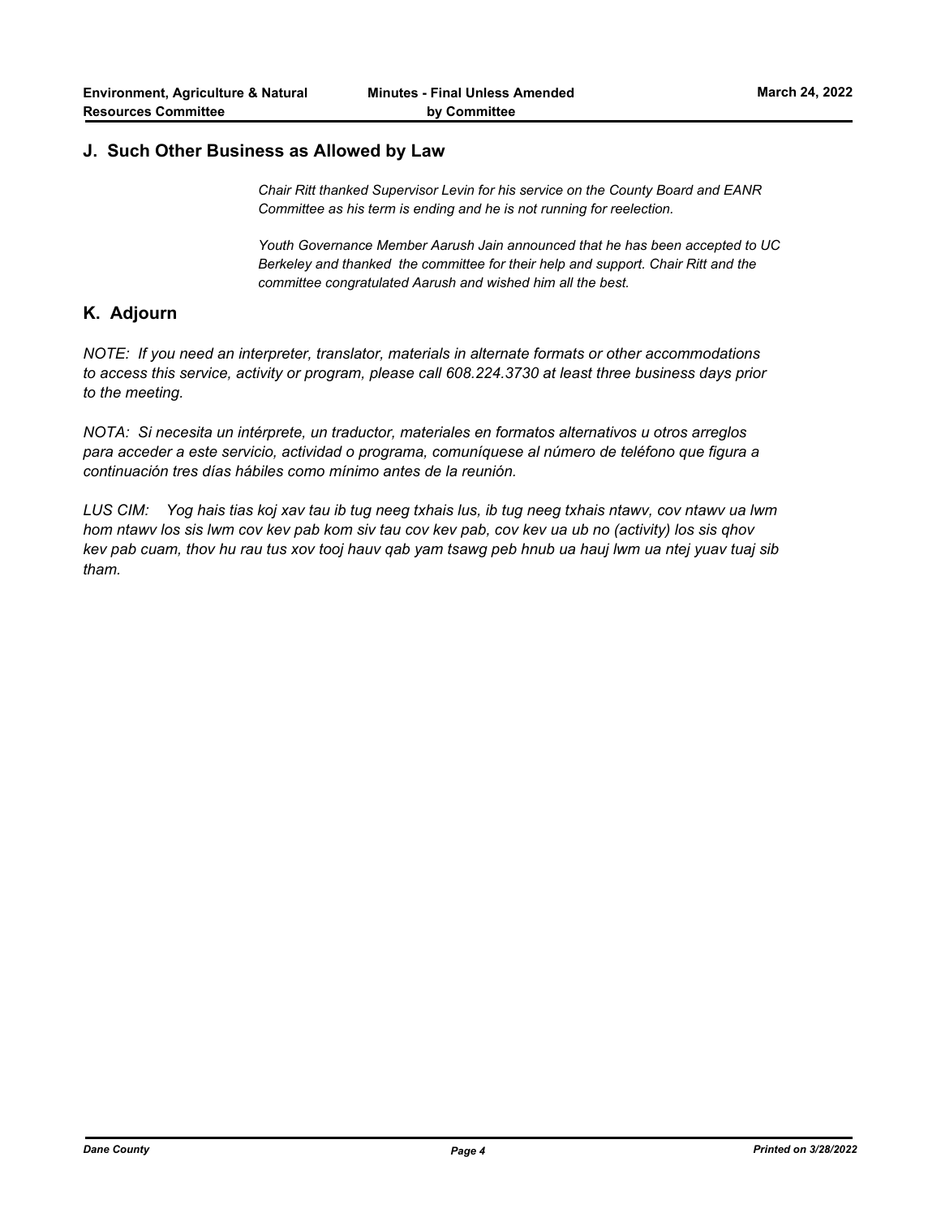## J. Such Other Business as Allowed by Law

*Chair Ritt thanked Supervisor Levin for his service on the County Board and EANR Committee as his term is ending and he is not running for reelection.*

*Youth Governance Member Aarush Jain announced that he has been accepted to UC Berkeley and thanked the committee for their help and support. Chair Ritt and the committee congratulated Aarush and wished him all the best.*

## K. Adjourn

*NOTE: If you need an interpreter, translator, materials in alternate formats or other accommodations to access this service, activity or program, please call 608.224.3730 at least three business days prior to the meeting.*

*NOTA: Si necesita un intérprete, un traductor, materiales en formatos alternativos u otros arreglos para acceder a este servicio, actividad o programa, comuníquese al número de teléfono que figura a continuación tres días hábiles como mínimo antes de la reunión.*

*LUS CIM: Yog hais tias koj xav tau ib tug neeg txhais lus, ib tug neeg txhais ntawv, cov ntawv ua lwm hom ntawv los sis lwm cov kev pab kom siv tau cov kev pab, cov kev ua ub no (activity) los sis qhov kev pab cuam, thov hu rau tus xov tooj hauv qab yam tsawg peb hnub ua hauj lwm ua ntej yuav tuaj sib tham.*